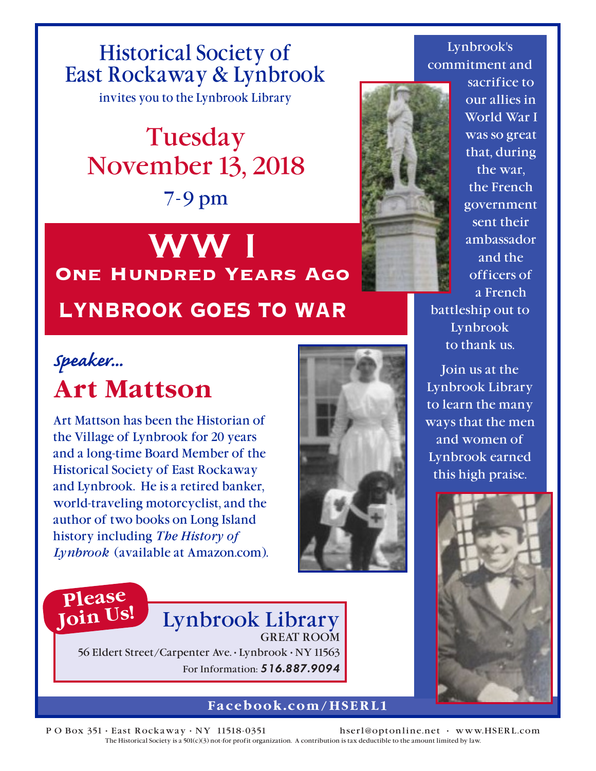# Historical Society of East Rockaway & Lynbrook

invites you to the Lynbrook Library

## Tuesday
## November 13, 2018
## 7-9 pm

# WW I
## One Hundred Years Ago
## LYNBROOK GOES TO WAR

*Speaker...*

## Art Mattson

Art Mattson has been the Historian of the Village of Lynbrook for 20 years and a long-time Board Member of the Historical Society of East Rockaway and Lynbrook. He is a retired banker, world-traveling motorcyclist, and the author of two books on Long Island history including *The History of Lynbrook* (available at Amazon.com).

Lynbrook's commitment and sacrifice to our allies in World War I was so great that, during the war, the French government sent their ambassador and the officers of a French battleship out to Lynbrook to thank us.

Join us at the Lynbrook Library to learn the many ways that the men and women of Lynbrook earned this high praise.

**Please Join Us!**

**Lynbrook Library**
GREAT ROOM
56 Eldert Street/Carpenter Ave. • Lynbrook • NY 11563
For Information: ***516.887.9094***

**Facebook.com/HSERL1**

P O Box 351 • East Rockaway • NY 11518-0351 hserl@optonline.net • www.HSERL.com

The Historical Society is a 501(c)(3) not-for profit organization. A contribution is tax deductible to the amount limited by law.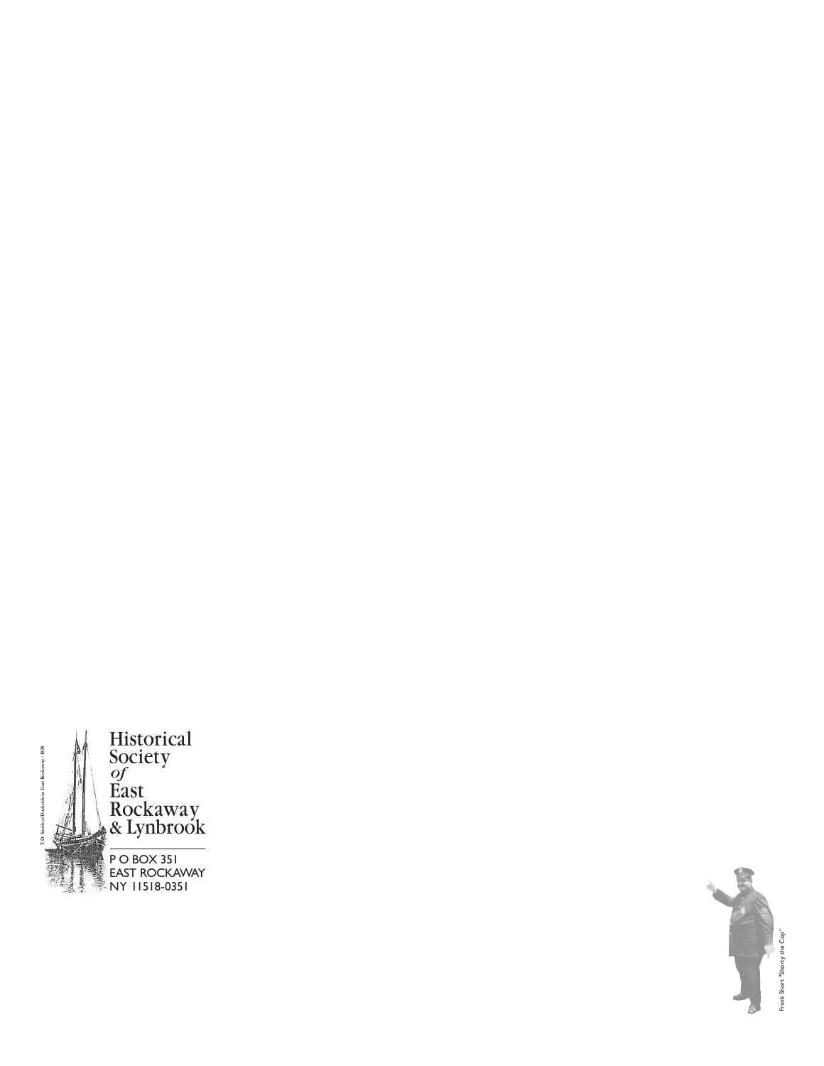T.O. Smith at Dockside in East Rockaway - 1898

Historical
Society
*of*
East
Rockaway
& Lynbrook

P O BOX 351
EAST ROCKAWAY
NY 11518-0351

Frank Short "Shorty the Cop"